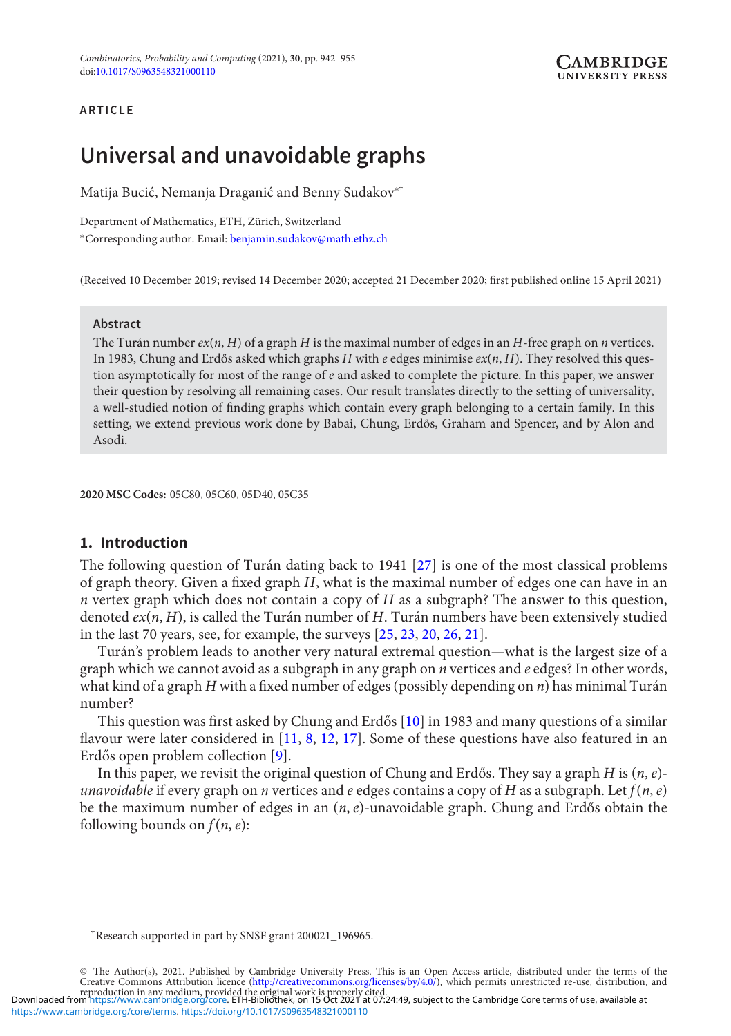ARTICLE

# Universal and unavoidable graphs

Matija Bucić, Nemanja Draganić and Benny Sudakov*†

Department of Mathematics, ETH, Zürich, Switzerland
*Corresponding author. Email: benjamin.sudakov@math.ethz.ch

(Received 10 December 2019; revised 14 December 2020; accepted 21 December 2020; first published online 15 April 2021)

## Abstract

The Turán number $ex(n, H)$ of a graph $H$ is the maximal number of edges in an $H$-free graph on $n$ vertices. In 1983, Chung and Erdős asked which graphs $H$ with $e$ edges minimise $ex(n, H)$. They resolved this question asymptotically for most of the range of $e$ and asked to complete the picture. In this paper, we answer their question by resolving all remaining cases. Our result translates directly to the setting of universality, a well-studied notion of finding graphs which contain every graph belonging to a certain family. In this setting, we extend previous work done by Babai, Chung, Erdős, Graham and Spencer, and by Alon and Asodi.

**2020 MSC Codes:** 05C80, 05C60, 05D40, 05C35

## 1. Introduction

The following question of Turán dating back to 1941 [27] is one of the most classical problems of graph theory. Given a fixed graph $H$, what is the maximal number of edges one can have in an $n$ vertex graph which does not contain a copy of $H$ as a subgraph? The answer to this question, denoted $ex(n, H)$, is called the Turán number of $H$. Turán numbers have been extensively studied in the last 70 years, see, for example, the surveys [25, 23, 20, 26, 21].

Turán's problem leads to another very natural extremal question—what is the largest size of a graph which we cannot avoid as a subgraph in any graph on $n$ vertices and $e$ edges? In other words, what kind of a graph $H$ with a fixed number of edges (possibly depending on $n$) has minimal Turán number?

This question was first asked by Chung and Erdős [10] in 1983 and many questions of a similar flavour were later considered in [11, 8, 12, 17]. Some of these questions have also featured in an Erdős open problem collection [9].

In this paper, we revisit the original question of Chung and Erdős. They say a graph $H$ is $(n, e)$-*unavoidable* if every graph on $n$ vertices and $e$ edges contains a copy of $H$ as a subgraph. Let $f(n, e)$ be the maximum number of edges in an $(n, e)$-unavoidable graph. Chung and Erdős obtain the following bounds on $f(n, e)$:

†Research supported in part by SNSF grant 200021_196965.

© The Author(s), 2021. Published by Cambridge University Press. This is an Open Access article, distributed under the terms of the Creative Commons Attribution licence (http://creativecommons.org/licenses/by/4.0/), which permits unrestricted re-use, distribution, and reproduction in any medium, provided the original work is properly cited.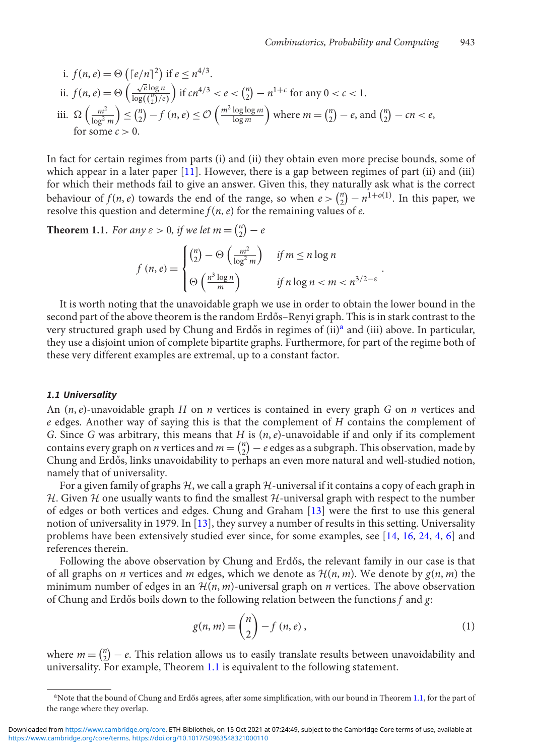i. $f(n, e) = \Theta\left(\lceil e/n \rceil^2\right)$ if $e \leq n^{4/3}$.

ii. $f(n, e) = \Theta\left(\frac{\sqrt{e}\log n}{\log(\binom{n}{2}/e)}\right)$ if $cn^{4/3} < e < \binom{n}{2} - n^{1+c}$ for any $0 < c < 1$.

iii. $\Omega\left(\frac{m^2}{\log^2 m}\right) \leq \binom{n}{2} - f(n, e) \leq \mathcal{O}\left(\frac{m^2 \log\log m}{\log m}\right)$ where $m = \binom{n}{2} - e$, and $\binom{n}{2} - cn < e$, for some $c > 0$.

In fact for certain regimes from parts (i) and (ii) they obtain even more precise bounds, some of which appear in a later paper [11]. However, there is a gap between regimes of part (ii) and (iii) for which their methods fail to give an answer. Given this, they naturally ask what is the correct behaviour of $f(n, e)$ towards the end of the range, so when $e > \binom{n}{2} - n^{1+o(1)}$. In this paper, we resolve this question and determine $f(n, e)$ for the remaining values of $e$.

**Theorem 1.1.** *For any $\varepsilon > 0$, if we let $m = \binom{n}{2} - e$*

$$f(n, e) = \begin{cases} \binom{n}{2} - \Theta\left(\frac{m^2}{\log^2 m}\right) & \text{if } m \leq n \log n \\ \Theta\left(\frac{n^3 \log n}{m}\right) & \text{if } n \log n < m < n^{3/2-\varepsilon} \end{cases}.$$

It is worth noting that the unavoidable graph we use in order to obtain the lower bound in the second part of the above theorem is the random Erdős–Renyi graph. This is in stark contrast to the very structured graph used by Chung and Erdős in regimes of (ii)[a] and (iii) above. In particular, they use a disjoint union of complete bipartite graphs. Furthermore, for part of the regime both of these very different examples are extremal, up to a constant factor.

### 1.1 Universality

An $(n, e)$-unavoidable graph $H$ on $n$ vertices is contained in every graph $G$ on $n$ vertices and $e$ edges. Another way of saying this is that the complement of $H$ contains the complement of $G$. Since $G$ was arbitrary, this means that $H$ is $(n, e)$-unavoidable if and only if its complement contains every graph on $n$ vertices and $m = \binom{n}{2} - e$ edges as a subgraph. This observation, made by Chung and Erdős, links unavoidability to perhaps an even more natural and well-studied notion, namely that of universality.

For a given family of graphs $\mathcal{H}$, we call a graph $\mathcal{H}$-universal if it contains a copy of each graph in $\mathcal{H}$. Given $\mathcal{H}$ one usually wants to find the smallest $\mathcal{H}$-universal graph with respect to the number of edges or both vertices and edges. Chung and Graham [13] were the first to use this general notion of universality in 1979. In [13], they survey a number of results in this setting. Universality problems have been extensively studied ever since, for some examples, see [14, 16, 24, 4, 6] and references therein.

Following the above observation by Chung and Erdős, the relevant family in our case is that of all graphs on $n$ vertices and $m$ edges, which we denote as $\mathcal{H}(n, m)$. We denote by $g(n, m)$ the minimum number of edges in an $\mathcal{H}(n, m)$-universal graph on $n$ vertices. The above observation of Chung and Erdős boils down to the following relation between the functions $f$ and $g$:

$$g(n, m) = \binom{n}{2} - f(n, e), \tag{1}$$

where $m = \binom{n}{2} - e$. This relation allows us to easily translate results between unavoidability and universality. For example, Theorem 1.1 is equivalent to the following statement.

[a]Note that the bound of Chung and Erdős agrees, after some simplification, with our bound in Theorem 1.1, for the part of the range where they overlap.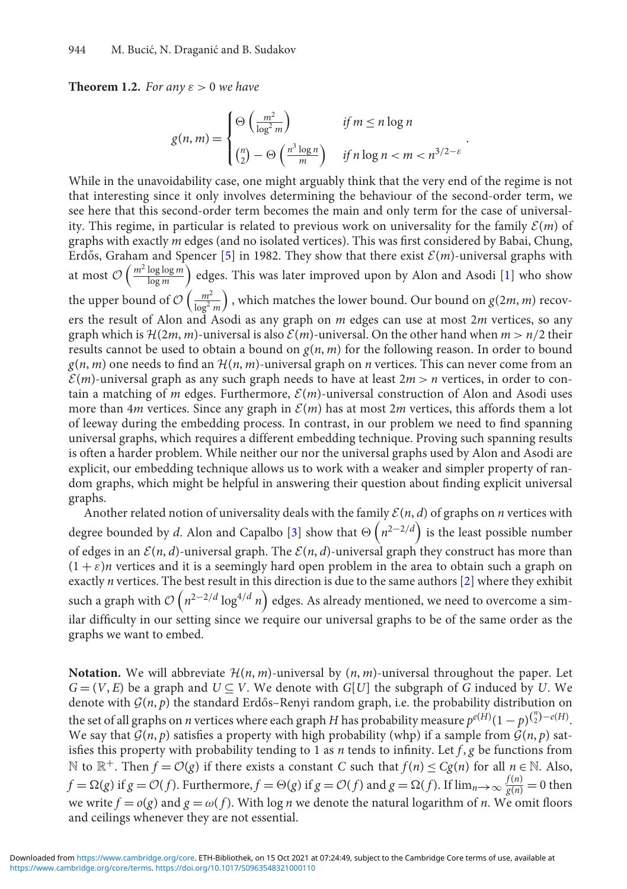**Theorem 1.2.** *For any $\varepsilon > 0$ we have*

$$g(n,m) = \begin{cases} \Theta\left(\frac{m^2}{\log^2 m}\right) & \text{if } m \le n\log n \\ \binom{n}{2} - \Theta\left(\frac{n^3 \log n}{m}\right) & \text{if } n\log n < m < n^{3/2-\varepsilon} \end{cases}.$$

While in the unavoidability case, one might arguably think that the very end of the regime is not that interesting since it only involves determining the behaviour of the second-order term, we see here that this second-order term becomes the main and only term for the case of universality. This regime, in particular is related to previous work on universality for the family $\mathcal{E}(m)$ of graphs with exactly $m$ edges (and no isolated vertices). This was first considered by Babai, Chung, Erdős, Graham and Spencer [5] in 1982. They show that there exist $\mathcal{E}(m)$-universal graphs with at most $\mathcal{O}\left(\frac{m^2 \log\log m}{\log m}\right)$ edges. This was later improved upon by Alon and Asodi [1] who show the upper bound of $\mathcal{O}\left(\frac{m^2}{\log^2 m}\right)$, which matches the lower bound. Our bound on $g(2m, m)$ recovers the result of Alon and Asodi as any graph on $m$ edges can use at most $2m$ vertices, so any graph which is $\mathcal{H}(2m, m)$-universal is also $\mathcal{E}(m)$-universal. On the other hand when $m > n/2$ their results cannot be used to obtain a bound on $g(n, m)$ for the following reason. In order to bound $g(n, m)$ one needs to find an $\mathcal{H}(n, m)$-universal graph on $n$ vertices. This can never come from an $\mathcal{E}(m)$-universal graph as any such graph needs to have at least $2m > n$ vertices, in order to contain a matching of $m$ edges. Furthermore, $\mathcal{E}(m)$-universal construction of Alon and Asodi uses more than $4m$ vertices. Since any graph in $\mathcal{E}(m)$ has at most $2m$ vertices, this affords them a lot of leeway during the embedding process. In contrast, in our problem we need to find spanning universal graphs, which requires a different embedding technique. Proving such spanning results is often a harder problem. While neither our nor the universal graphs used by Alon and Asodi are explicit, our embedding technique allows us to work with a weaker and simpler property of random graphs, which might be helpful in answering their question about finding explicit universal graphs.

Another related notion of universality deals with the family $\mathcal{E}(n, d)$ of graphs on $n$ vertices with degree bounded by $d$. Alon and Capalbo [3] show that $\Theta\left(n^{2-2/d}\right)$ is the least possible number of edges in an $\mathcal{E}(n, d)$-universal graph. The $\mathcal{E}(n, d)$-universal graph they construct has more than $(1 + \varepsilon)n$ vertices and it is a seemingly hard open problem in the area to obtain such a graph on exactly $n$ vertices. The best result in this direction is due to the same authors [2] where they exhibit such a graph with $\mathcal{O}\left(n^{2-2/d} \log^{4/d} n\right)$ edges. As already mentioned, we need to overcome a similar difficulty in our setting since we require our universal graphs to be of the same order as the graphs we want to embed.

**Notation.** We will abbreviate $\mathcal{H}(n, m)$-universal by $(n, m)$-universal throughout the paper. Let $G = (V, E)$ be a graph and $U \subseteq V$. We denote with $G[U]$ the subgraph of $G$ induced by $U$. We denote with $\mathcal{G}(n, p)$ the standard Erdős–Renyi random graph, i.e. the probability distribution on the set of all graphs on $n$ vertices where each graph $H$ has probability measure $p^{e(H)}(1-p)^{\binom{n}{2}-e(H)}$. We say that $\mathcal{G}(n, p)$ satisfies a property with high probability (whp) if a sample from $\mathcal{G}(n, p)$ satisfies this property with probability tending to 1 as $n$ tends to infinity. Let $f, g$ be functions from $\mathbb{N}$ to $\mathbb{R}^+$. Then $f = \mathcal{O}(g)$ if there exists a constant $C$ such that $f(n) \le Cg(n)$ for all $n \in \mathbb{N}$. Also, $f = \Omega(g)$ if $g = \mathcal{O}(f)$. Furthermore, $f = \Theta(g)$ if $g = \mathcal{O}(f)$ and $g = \Omega(f)$. If $\lim_{n\to\infty} \frac{f(n)}{g(n)} = 0$ then we write $f = o(g)$ and $g = \omega(f)$. With $\log n$ we denote the natural logarithm of $n$. We omit floors and ceilings whenever they are not essential.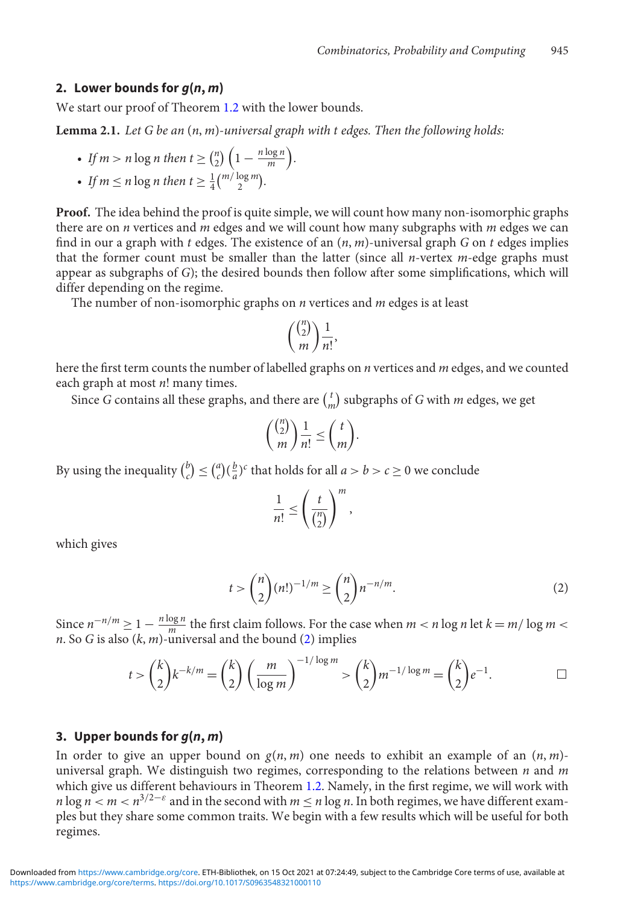## 2. Lower bounds for $g(n, m)$

We start our proof of Theorem 1.2 with the lower bounds.

**Lemma 2.1.** *Let $G$ be an $(n, m)$-universal graph with $t$ edges. Then the following holds:*

- *If $m > n \log n$ then $t \geq \binom{n}{2}\left(1 - \frac{n \log n}{m}\right)$.*
- *If $m \leq n \log n$ then $t \geq \frac{1}{4}\binom{m/\log m}{2}$.*

**Proof.** The idea behind the proof is quite simple, we will count how many non-isomorphic graphs there are on $n$ vertices and $m$ edges and we will count how many subgraphs with $m$ edges we can find in our a graph with $t$ edges. The existence of an $(n, m)$-universal graph $G$ on $t$ edges implies that the former count must be smaller than the latter (since all $n$-vertex $m$-edge graphs must appear as subgraphs of $G$); the desired bounds then follow after some simplifications, which will differ depending on the regime.

The number of non-isomorphic graphs on $n$ vertices and $m$ edges is at least

$$\binom{\binom{n}{2}}{m}\frac{1}{n!},$$

here the first term counts the number of labelled graphs on $n$ vertices and $m$ edges, and we counted each graph at most $n!$ many times.

Since $G$ contains all these graphs, and there are $\binom{t}{m}$ subgraphs of $G$ with $m$ edges, we get

$$\binom{\binom{n}{2}}{m}\frac{1}{n!} \leq \binom{t}{m}.$$

By using the inequality $\binom{b}{c} \leq \binom{a}{c}\left(\frac{b}{a}\right)^c$ that holds for all $a > b > c \geq 0$ we conclude

$$\frac{1}{n!} \leq \left(\frac{t}{\binom{n}{2}}\right)^m,$$

which gives

$$t > \binom{n}{2}(n!)^{-1/m} \geq \binom{n}{2}n^{-n/m}. \tag{2}$$

Since $n^{-n/m} \geq 1 - \frac{n \log n}{m}$ the first claim follows. For the case when $m < n \log n$ let $k = m/\log m < n$. So $G$ is also $(k, m)$-universal and the bound (2) implies

$$t > \binom{k}{2}k^{-k/m} = \binom{k}{2}\left(\frac{m}{\log m}\right)^{-1/\log m} > \binom{k}{2}m^{-1/\log m} = \binom{k}{2}e^{-1}.$$

□

## 3. Upper bounds for $g(n, m)$

In order to give an upper bound on $g(n, m)$ one needs to exhibit an example of an $(n, m)$-universal graph. We distinguish two regimes, corresponding to the relations between $n$ and $m$ which give us different behaviours in Theorem 1.2. Namely, in the first regime, we will work with $n \log n < m < n^{3/2-\varepsilon}$ and in the second with $m \leq n \log n$. In both regimes, we have different examples but they share some common traits. We begin with a few results which will be useful for both regimes.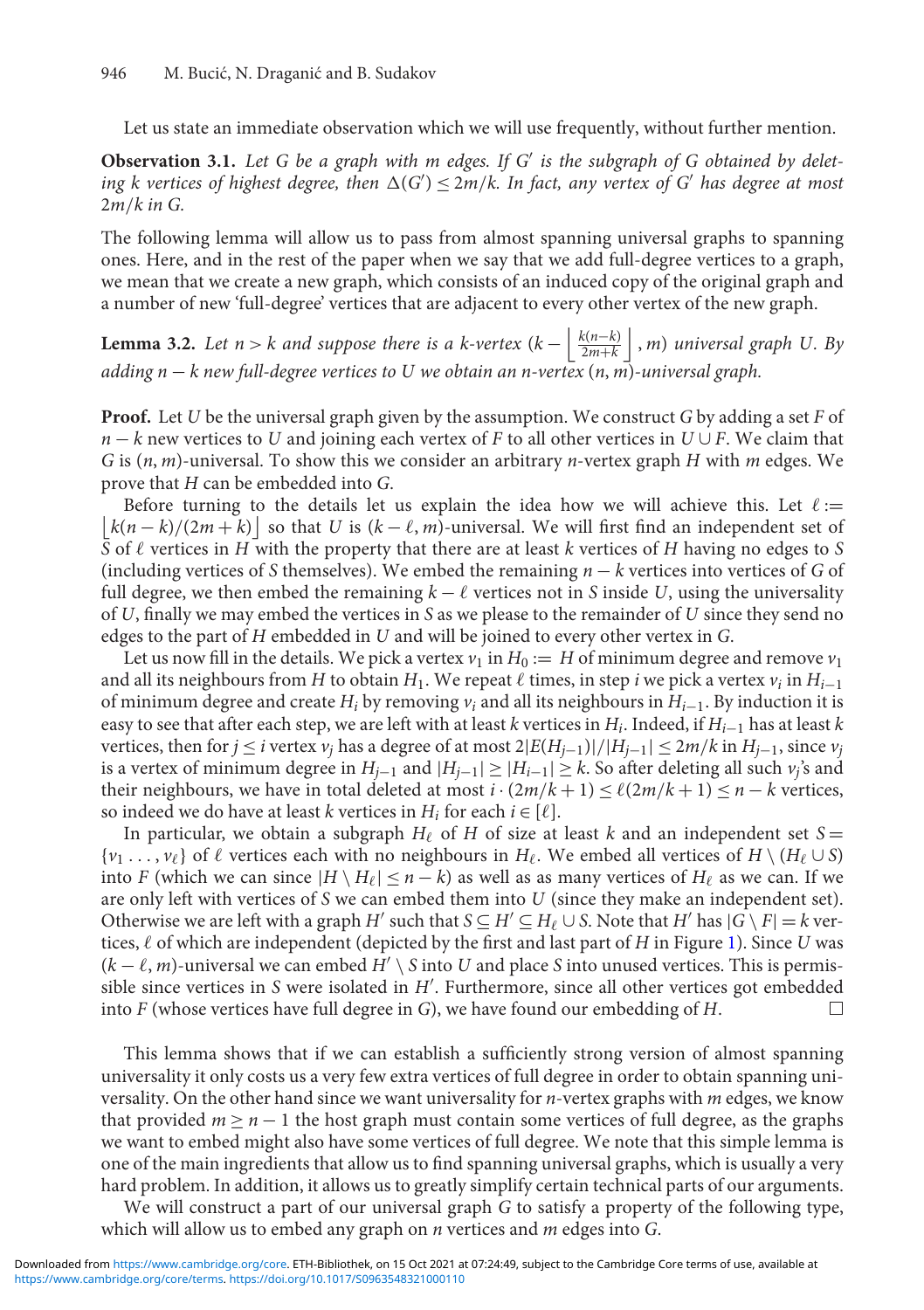Let us state an immediate observation which we will use frequently, without further mention.

**Observation 3.1.** *Let $G$ be a graph with $m$ edges. If $G'$ is the subgraph of $G$ obtained by deleting $k$ vertices of highest degree, then $\Delta(G') \le 2m/k$. In fact, any vertex of $G'$ has degree at most $2m/k$ in $G$.*

The following lemma will allow us to pass from almost spanning universal graphs to spanning ones. Here, and in the rest of the paper when we say that we add full-degree vertices to a graph, we mean that we create a new graph, which consists of an induced copy of the original graph and a number of new 'full-degree' vertices that are adjacent to every other vertex of the new graph.

**Lemma 3.2.** *Let $n > k$ and suppose there is a $k$-vertex $(k - \left\lfloor \frac{k(n-k)}{2m+k} \right\rfloor, m)$ universal graph $U$. By adding $n - k$ new full-degree vertices to $U$ we obtain an $n$-vertex $(n, m)$-universal graph.*

**Proof.** Let $U$ be the universal graph given by the assumption. We construct $G$ by adding a set $F$ of $n - k$ new vertices to $U$ and joining each vertex of $F$ to all other vertices in $U \cup F$. We claim that $G$ is $(n, m)$-universal. To show this we consider an arbitrary $n$-vertex graph $H$ with $m$ edges. We prove that $H$ can be embedded into $G$.

Before turning to the details let us explain the idea how we will achieve this. Let $\ell := \lfloor k(n-k)/(2m+k) \rfloor$ so that $U$ is $(k - \ell, m)$-universal. We will first find an independent set of $S$ of $\ell$ vertices in $H$ with the property that there are at least $k$ vertices of $H$ having no edges to $S$ (including vertices of $S$ themselves). We embed the remaining $n - k$ vertices into vertices of $G$ of full degree, we then embed the remaining $k - \ell$ vertices not in $S$ inside $U$, using the universality of $U$, finally we may embed the vertices in $S$ as we please to the remainder of $U$ since they send no edges to the part of $H$ embedded in $U$ and will be joined to every other vertex in $G$.

Let us now fill in the details. We pick a vertex $v_1$ in $H_0 := H$ of minimum degree and remove $v_1$ and all its neighbours from $H$ to obtain $H_1$. We repeat $\ell$ times, in step $i$ we pick a vertex $v_i$ in $H_{i-1}$ of minimum degree and create $H_i$ by removing $v_i$ and all its neighbours in $H_{i-1}$. By induction it is easy to see that after each step, we are left with at least $k$ vertices in $H_i$. Indeed, if $H_{i-1}$ has at least $k$ vertices, then for $j \le i$ vertex $v_j$ has a degree of at most $2|E(H_{j-1})|/|H_{j-1}| \le 2m/k$ in $H_{j-1}$, since $v_j$ is a vertex of minimum degree in $H_{j-1}$ and $|H_{j-1}| \ge |H_{i-1}| \ge k$. So after deleting all such $v_j$'s and their neighbours, we have in total deleted at most $i \cdot (2m/k + 1) \le \ell(2m/k + 1) \le n - k$ vertices, so indeed we do have at least $k$ vertices in $H_i$ for each $i \in [\ell]$.

In particular, we obtain a subgraph $H_\ell$ of $H$ of size at least $k$ and an independent set $S = \{v_1 \ldots, v_\ell\}$ of $\ell$ vertices each with no neighbours in $H_\ell$. We embed all vertices of $H \setminus (H_\ell \cup S)$ into $F$ (which we can since $|H \setminus H_\ell| \le n - k$) as well as as many vertices of $H_\ell$ as we can. If we are only left with vertices of $S$ we can embed them into $U$ (since they make an independent set). Otherwise we are left with a graph $H'$ such that $S \subseteq H' \subseteq H_\ell \cup S$. Note that $H'$ has $|G \setminus F| = k$ vertices, $\ell$ of which are independent (depicted by the first and last part of $H$ in Figure 1). Since $U$ was $(k - \ell, m)$-universal we can embed $H' \setminus S$ into $U$ and place $S$ into unused vertices. This is permissible since vertices in $S$ were isolated in $H'$. Furthermore, since all other vertices got embedded into $F$ (whose vertices have full degree in $G$), we have found our embedding of $H$. □

This lemma shows that if we can establish a sufficiently strong version of almost spanning universality it only costs us a very few extra vertices of full degree in order to obtain spanning universality. On the other hand since we want universality for $n$-vertex graphs with $m$ edges, we know that provided $m \ge n - 1$ the host graph must contain some vertices of full degree, as the graphs we want to embed might also have some vertices of full degree. We note that this simple lemma is one of the main ingredients that allow us to find spanning universal graphs, which is usually a very hard problem. In addition, it allows us to greatly simplify certain technical parts of our arguments.

We will construct a part of our universal graph $G$ to satisfy a property of the following type, which will allow us to embed any graph on $n$ vertices and $m$ edges into $G$.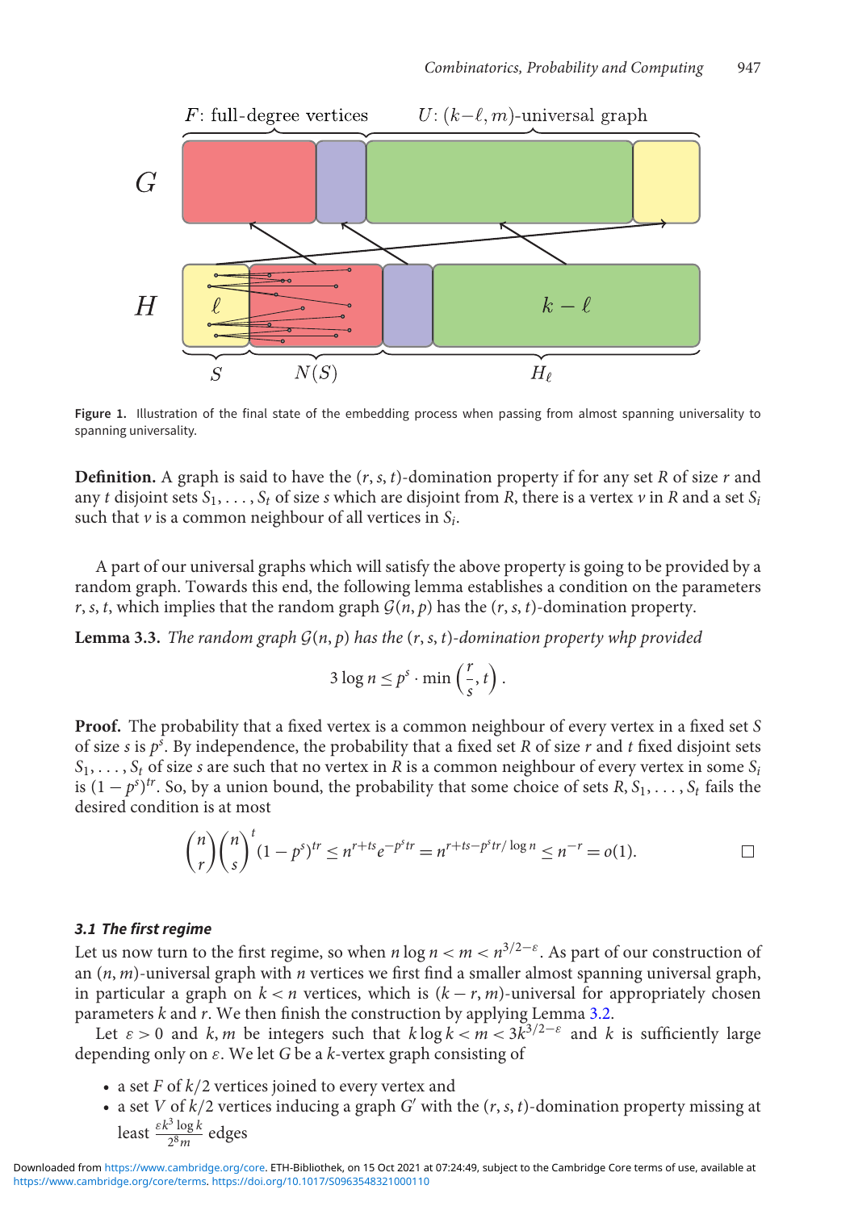$F$: full-degree vertices

$U$: $(k-\ell, m)$-universal graph

$G$

$H$

$\ell$

$k-\ell$

$S$

$N(S)$

$H_\ell$

**Figure 1.** Illustration of the final state of the embedding process when passing from almost spanning universality to spanning universality.

**Definition.** A graph is said to have the $(r, s, t)$-domination property if for any set $R$ of size $r$ and any $t$ disjoint sets $S_1, \ldots, S_t$ of size $s$ which are disjoint from $R$, there is a vertex $v$ in $R$ and a set $S_i$ such that $v$ is a common neighbour of all vertices in $S_i$.

A part of our universal graphs which will satisfy the above property is going to be provided by a random graph. Towards this end, the following lemma establishes a condition on the parameters $r, s, t$, which implies that the random graph $\mathcal{G}(n, p)$ has the $(r, s, t)$-domination property.

**Lemma 3.3.** *The random graph $\mathcal{G}(n, p)$ has the $(r, s, t)$-domination property whp provided*

$$3 \log n \leq p^s \cdot \min\left(\frac{r}{s}, t\right).$$

**Proof.** The probability that a fixed vertex is a common neighbour of every vertex in a fixed set $S$ of size $s$ is $p^s$. By independence, the probability that a fixed set $R$ of size $r$ and $t$ fixed disjoint sets $S_1, \ldots, S_t$ of size $s$ are such that no vertex in $R$ is a common neighbour of every vertex in some $S_i$ is $(1-p^s)^{tr}$. So, by a union bound, the probability that some choice of sets $R, S_1, \ldots, S_t$ fails the desired condition is at most

$$\binom{n}{r}\binom{n}{s}^t (1-p^s)^{tr} \leq n^{r+ts} e^{-p^s tr} = n^{r+ts-p^s tr/\log n} \leq n^{-r} = o(1). \qquad \square$$

### 3.1 The first regime

Let us now turn to the first regime, so when $n \log n < m < n^{3/2-\varepsilon}$. As part of our construction of an $(n, m)$-universal graph with $n$ vertices we first find a smaller almost spanning universal graph, in particular a graph on $k < n$ vertices, which is $(k-r, m)$-universal for appropriately chosen parameters $k$ and $r$. We then finish the construction by applying Lemma 3.2.

Let $\varepsilon > 0$ and $k, m$ be integers such that $k \log k < m < 3k^{3/2-\varepsilon}$ and $k$ is sufficiently large depending only on $\varepsilon$. We let $G$ be a $k$-vertex graph consisting of

- a set $F$ of $k/2$ vertices joined to every vertex and
- a set $V$ of $k/2$ vertices inducing a graph $G'$ with the $(r, s, t)$-domination property missing at least $\frac{\varepsilon k^3 \log k}{2^8 m}$ edges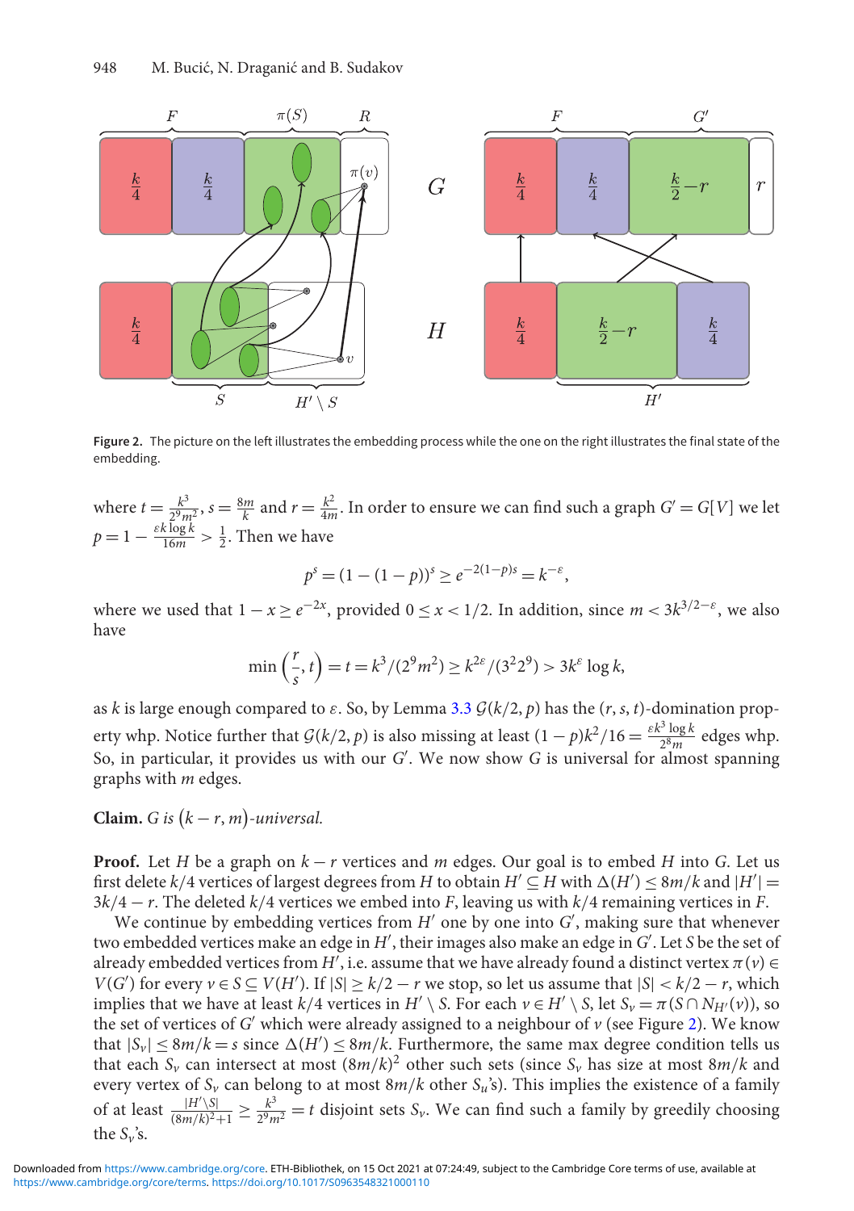F π(S) R

G

H

S H′ \ S

F G′

$\frac{k}{4}$ $\frac{k}{4}$ $\frac{k}{2}-r$ r

$\frac{k}{4}$ $\frac{k}{2}-r$ $\frac{k}{4}$

H′

**Figure 2.** The picture on the left illustrates the embedding process while the one on the right illustrates the final state of the embedding.

where $t = \frac{k^3}{2^9 m^2}$, $s = \frac{8m}{k}$ and $r = \frac{k^2}{4m}$. In order to ensure we can find such a graph $G' = G[V]$ we let $p = 1 - \frac{\varepsilon k \log k}{16m} > \frac{1}{2}$. Then we have

$$p^s = (1-(1-p))^s \geq e^{-2(1-p)s} = k^{-\varepsilon},$$

where we used that $1 - x \geq e^{-2x}$, provided $0 \leq x < 1/2$. In addition, since $m < 3k^{3/2-\varepsilon}$, we also have

$$\min\left(\frac{r}{s}, t\right) = t = k^3/(2^9 m^2) \geq k^{2\varepsilon}/(3^2 2^9) > 3k^{\varepsilon} \log k,$$

as $k$ is large enough compared to $\varepsilon$. So, by Lemma 3.3 $\mathcal{G}(k/2, p)$ has the $(r, s, t)$-domination property whp. Notice further that $\mathcal{G}(k/2, p)$ is also missing at least $(1-p)k^2/16 = \frac{\varepsilon k^3 \log k}{2^8 m}$ edges whp. So, in particular, it provides us with our $G'$. We now show $G$ is universal for almost spanning graphs with $m$ edges.

**Claim.** *$G$ is $(k-r, m)$-universal.*

**Proof.** Let $H$ be a graph on $k-r$ vertices and $m$ edges. Our goal is to embed $H$ into $G$. Let us first delete $k/4$ vertices of largest degrees from $H$ to obtain $H' \subseteq H$ with $\Delta(H') \leq 8m/k$ and $|H'| = 3k/4 - r$. The deleted $k/4$ vertices we embed into $F$, leaving us with $k/4$ remaining vertices in $F$.

We continue by embedding vertices from $H'$ one by one into $G'$, making sure that whenever two embedded vertices make an edge in $H'$, their images also make an edge in $G'$. Let $S$ be the set of already embedded vertices from $H'$, i.e. assume that we have already found a distinct vertex $\pi(v) \in V(G')$ for every $v \in S \subseteq V(H')$. If $|S| \geq k/2 - r$ we stop, so let us assume that $|S| < k/2 - r$, which implies that we have at least $k/4$ vertices in $H' \setminus S$. For each $v \in H' \setminus S$, let $S_v = \pi(S \cap N_{H'}(v))$, so the set of vertices of $G'$ which were already assigned to a neighbour of $v$ (see Figure 2). We know that $|S_v| \leq 8m/k = s$ since $\Delta(H') \leq 8m/k$. Furthermore, the same max degree condition tells us that each $S_v$ can intersect at most $(8m/k)^2$ other such sets (since $S_v$ has size at most $8m/k$ and every vertex of $S_v$ can belong to at most $8m/k$ other $S_u$'s). This implies the existence of a family of at least $\frac{|H' \setminus S|}{(8m/k)^2+1} \geq \frac{k^3}{2^9 m^2} = t$ disjoint sets $S_v$. We can find such a family by greedily choosing the $S_v$'s.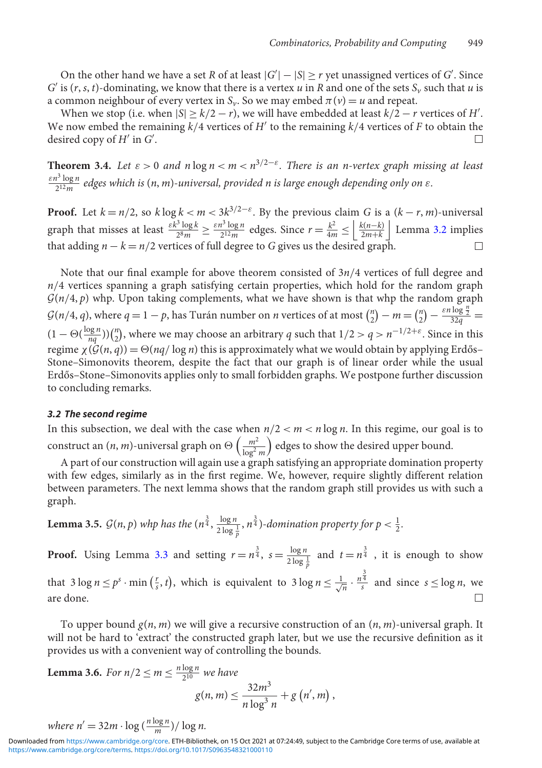On the other hand we have a set $R$ of at least $|G'| - |S| \geq r$ yet unassigned vertices of $G'$. Since $G'$ is $(r, s, t)$-dominating, we know that there is a vertex $u$ in $R$ and one of the sets $S_v$ such that $u$ is a common neighbour of every vertex in $S_v$. So we may embed $\pi(v) = u$ and repeat.

When we stop (i.e. when $|S| \geq k/2 - r$), we will have embedded at least $k/2 - r$ vertices of $H'$. We now embed the remaining $k/4$ vertices of $H'$ to the remaining $k/4$ vertices of $F$ to obtain the desired copy of $H'$ in $G'$. □

**Theorem 3.4.** *Let $\varepsilon > 0$ and $n \log n < m < n^{3/2-\varepsilon}$. There is an $n$-vertex graph missing at least $\frac{\varepsilon n^3 \log n}{2^{12} m}$ edges which is $(n, m)$-universal, provided $n$ is large enough depending only on $\varepsilon$.*

**Proof.** Let $k = n/2$, so $k \log k < m < 3k^{3/2-\varepsilon}$. By the previous claim $G$ is a $(k - r, m)$-universal graph that misses at least $\frac{\varepsilon k^3 \log k}{2^8 m} \geq \frac{\varepsilon n^3 \log n}{2^{12} m}$ edges. Since $r = \frac{k^2}{4m} \leq \left\lfloor \frac{k(n-k)}{2m+k} \right\rfloor$ Lemma 3.2 implies that adding $n - k = n/2$ vertices of full degree to $G$ gives us the desired graph. □

Note that our final example for above theorem consisted of $3n/4$ vertices of full degree and $n/4$ vertices spanning a graph satisfying certain properties, which hold for the random graph $\mathcal{G}(n/4, p)$ whp. Upon taking complements, what we have shown is that whp the random graph $\mathcal{G}(n/4, q)$, where $q = 1 - p$, has Turán number on $n$ vertices of at most $\binom{n}{2} - m = \binom{n}{2} - \frac{\varepsilon n \log \frac{n}{2}}{32q} = (1 - \Theta(\frac{\log n}{nq}))\binom{n}{2}$, where we may choose an arbitrary $q$ such that $1/2 > q > n^{-1/2+\varepsilon}$. Since in this regime $\chi(\mathcal{G}(n, q)) = \Theta(nq/\log n)$ this is approximately what we would obtain by applying Erdős–Stone–Simonovits theorem, despite the fact that our graph is of linear order while the usual Erdős–Stone–Simonovits applies only to small forbidden graphs. We postpone further discussion to concluding remarks.

### 3.2 The second regime

In this subsection, we deal with the case when $n/2 < m < n \log n$. In this regime, our goal is to construct an $(n, m)$-universal graph on $\Theta\left(\frac{m^2}{\log^2 m}\right)$ edges to show the desired upper bound.

A part of our construction will again use a graph satisfying an appropriate domination property with few edges, similarly as in the first regime. We, however, require slightly different relation between parameters. The next lemma shows that the random graph still provides us with such a graph.

**Lemma 3.5.** *$\mathcal{G}(n, p)$ whp has the $(n^{\frac{3}{4}}, \frac{\log n}{2 \log \frac{1}{p}}, n^{\frac{3}{4}})$-domination property for $p < \frac{1}{2}$.*

**Proof.** Using Lemma 3.3 and setting $r = n^{\frac{3}{4}}$, $s = \frac{\log n}{2 \log \frac{1}{p}}$ and $t = n^{\frac{3}{4}}$, it is enough to show that $3 \log n \leq p^s \cdot \min\left(\frac{r}{s}, t\right)$, which is equivalent to $3 \log n \leq \frac{1}{\sqrt{n}} \cdot \frac{n^{\frac{3}{4}}}{s}$ and since $s \leq \log n$, we are done. □

To upper bound $g(n, m)$ we will give a recursive construction of an $(n, m)$-universal graph. It will not be hard to 'extract' the constructed graph later, but we use the recursive definition as it provides us with a convenient way of controlling the bounds.

**Lemma 3.6.** *For $n/2 \leq m \leq \frac{n \log n}{2^{10}}$ we have*

$$g(n, m) \leq \frac{32m^3}{n \log^3 n} + g\left(n', m\right),$$

*where $n' = 32m \cdot \log\left(\frac{n \log n}{m}\right) / \log n$.*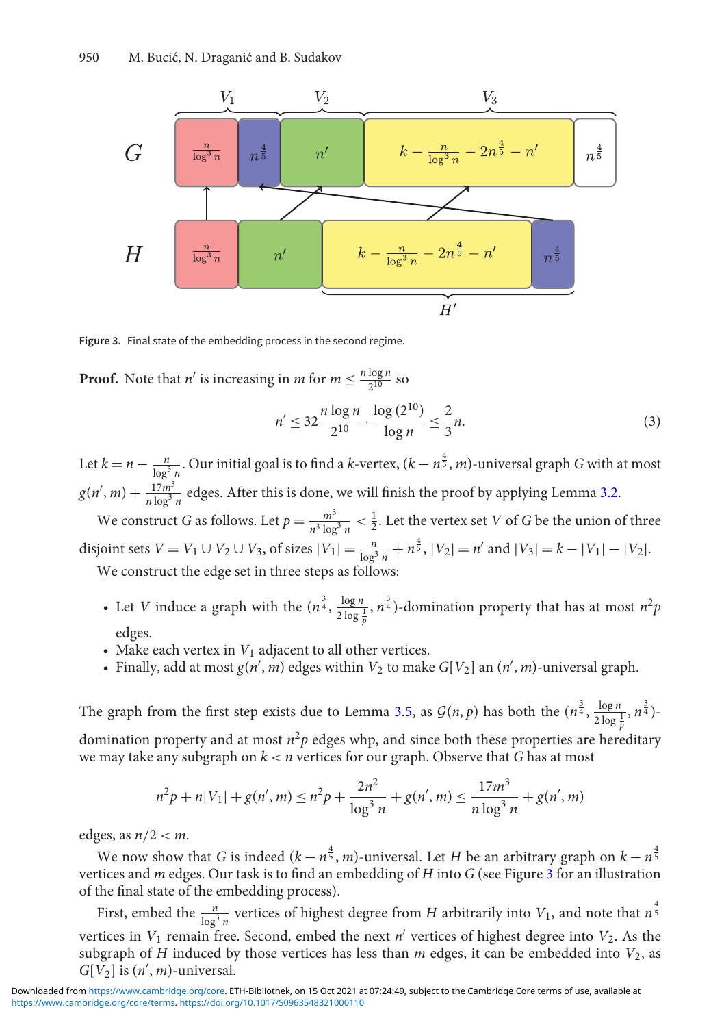$V_1$ $V_2$ $V_3$

$G$

$\frac{n}{\log^3 n}$ $n^{\frac{4}{5}}$ $n'$ $k - \frac{n}{\log^3 n} - 2n^{\frac{4}{5}} - n'$ $n^{\frac{4}{5}}$

$H$

$\frac{n}{\log^3 n}$ $n'$ $k - \frac{n}{\log^3 n} - 2n^{\frac{4}{5}} - n'$ $n^{\frac{4}{5}}$

$H'$

Figure 3. Final state of the embedding process in the second regime.

**Proof.** Note that $n'$ is increasing in $m$ for $m \leq \frac{n \log n}{2^{10}}$ so

$$n' \leq 32 \frac{n \log n}{2^{10}} \cdot \frac{\log (2^{10})}{\log n} \leq \frac{2}{3} n. \tag{3}$$

Let $k = n - \frac{n}{\log^3 n}$. Our initial goal is to find a $k$-vertex, $(k - n^{\frac{4}{5}}, m)$-universal graph $G$ with at most $g(n', m) + \frac{17m^3}{n \log^3 n}$ edges. After this is done, we will finish the proof by applying Lemma 3.2.

We construct $G$ as follows. Let $p = \frac{m^3}{n^3 \log^3 n} < \frac{1}{2}$. Let the vertex set $V$ of $G$ be the union of three disjoint sets $V = V_1 \cup V_2 \cup V_3$, of sizes $|V_1| = \frac{n}{\log^3 n} + n^{\frac{4}{5}}$, $|V_2| = n'$ and $|V_3| = k - |V_1| - |V_2|$.

We construct the edge set in three steps as follows:

- Let $V$ induce a graph with the $(n^{\frac{3}{4}}, \frac{\log n}{2 \log \frac{1}{p}}, n^{\frac{3}{4}})$-domination property that has at most $n^2 p$ edges.
- Make each vertex in $V_1$ adjacent to all other vertices.
- Finally, add at most $g(n', m)$ edges within $V_2$ to make $G[V_2]$ an $(n', m)$-universal graph.

The graph from the first step exists due to Lemma 3.5, as $\mathcal{G}(n, p)$ has both the $(n^{\frac{3}{4}}, \frac{\log n}{2 \log \frac{1}{p}}, n^{\frac{3}{4}})$-domination property and at most $n^2 p$ edges whp, and since both these properties are hereditary we may take any subgraph on $k < n$ vertices for our graph. Observe that $G$ has at most

$$n^2 p + n|V_1| + g(n', m) \leq n^2 p + \frac{2n^2}{\log^3 n} + g(n', m) \leq \frac{17m^3}{n \log^3 n} + g(n', m)$$

edges, as $n/2 < m$.

We now show that $G$ is indeed $(k - n^{\frac{4}{5}}, m)$-universal. Let $H$ be an arbitrary graph on $k - n^{\frac{4}{5}}$ vertices and $m$ edges. Our task is to find an embedding of $H$ into $G$ (see Figure 3 for an illustration of the final state of the embedding process).

First, embed the $\frac{n}{\log^3 n}$ vertices of highest degree from $H$ arbitrarily into $V_1$, and note that $n^{\frac{4}{5}}$ vertices in $V_1$ remain free. Second, embed the next $n'$ vertices of highest degree into $V_2$. As the subgraph of $H$ induced by those vertices has less than $m$ edges, it can be embedded into $V_2$, as $G[V_2]$ is $(n', m)$-universal.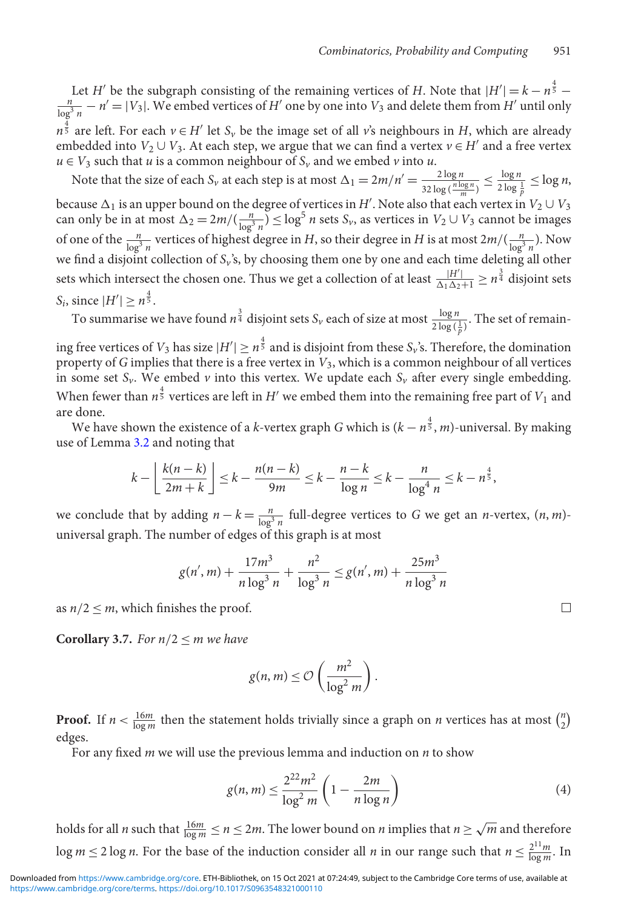Let $H'$ be the subgraph consisting of the remaining vertices of $H$. Note that $|H'| = k - n^{\frac{4}{5}} - \frac{n}{\log^3 n} - n' = |V_3|$. We embed vertices of $H'$ one by one into $V_3$ and delete them from $H'$ until only $n^{\frac{4}{5}}$ are left. For each $v \in H'$ let $S_v$ be the image set of all $v$'s neighbours in $H$, which are already embedded into $V_2 \cup V_3$. At each step, we argue that we can find a vertex $v \in H'$ and a free vertex $u \in V_3$ such that $u$ is a common neighbour of $S_v$ and we embed $v$ into $u$.

Note that the size of each $S_v$ at each step is at most $\Delta_1 = 2m/n' = \frac{2\log n}{32\log\left(\frac{n\log n}{m}\right)} \le \frac{\log n}{2\log\frac{1}{p}} \le \log n$, because $\Delta_1$ is an upper bound on the degree of vertices in $H'$. Note also that each vertex in $V_2 \cup V_3$ can only be in at most $\Delta_2 = 2m/\left(\frac{n}{\log^3 n}\right) \le \log^5 n$ sets $S_v$, as vertices in $V_2 \cup V_3$ cannot be images of one of the $\frac{n}{\log^3 n}$ vertices of highest degree in $H$, so their degree in $H$ is at most $2m/\left(\frac{n}{\log^3 n}\right)$. Now we find a disjoint collection of $S_v$'s, by choosing them one by one and each time deleting all other sets which intersect the chosen one. Thus we get a collection of at least $\frac{|H'|}{\Delta_1\Delta_2+1} \ge n^{\frac{3}{4}}$ disjoint sets $S_i$, since $|H'| \ge n^{\frac{4}{5}}$.

To summarise we have found $n^{\frac{3}{4}}$ disjoint sets $S_v$ each of size at most $\frac{\log n}{2\log\left(\frac{1}{p}\right)}$. The set of remaining free vertices of $V_3$ has size $|H'| \ge n^{\frac{4}{5}}$ and is disjoint from these $S_v$'s. Therefore, the domination property of $G$ implies that there is a free vertex in $V_3$, which is a common neighbour of all vertices in some set $S_v$. We embed $v$ into this vertex. We update each $S_v$ after every single embedding. When fewer than $n^{\frac{4}{5}}$ vertices are left in $H'$ we embed them into the remaining free part of $V_1$ and are done.

We have shown the existence of a $k$-vertex graph $G$ which is $(k - n^{\frac{4}{5}}, m)$-universal. By making use of Lemma 3.2 and noting that

$$k - \left\lfloor \frac{k(n-k)}{2m+k} \right\rfloor \le k - \frac{n(n-k)}{9m} \le k - \frac{n-k}{\log n} \le k - \frac{n}{\log^4 n} \le k - n^{\frac{4}{5}},$$

we conclude that by adding $n - k = \frac{n}{\log^3 n}$ full-degree vertices to $G$ we get an $n$-vertex, $(n, m)$-universal graph. The number of edges of this graph is at most

$$g(n', m) + \frac{17m^3}{n\log^3 n} + \frac{n^2}{\log^3 n} \le g(n', m) + \frac{25m^3}{n\log^3 n}$$

as $n/2 \le m$, which finishes the proof. ∎

**Corollary 3.7.** *For $n/2 \le m$ we have*

$$g(n, m) \le \mathcal{O}\left(\frac{m^2}{\log^2 m}\right).$$

**Proof.** If $n < \frac{16m}{\log m}$ then the statement holds trivially since a graph on $n$ vertices has at most $\binom{n}{2}$ edges.

For any fixed $m$ we will use the previous lemma and induction on $n$ to show

$$g(n, m) \le \frac{2^{22}m^2}{\log^2 m}\left(1 - \frac{2m}{n\log n}\right) \tag{4}$$

holds for all $n$ such that $\frac{16m}{\log m} \le n \le 2m$. The lower bound on $n$ implies that $n \ge \sqrt{m}$ and therefore $\log m \le 2\log n$. For the base of the induction consider all $n$ in our range such that $n \le \frac{2^{11}m}{\log m}$. In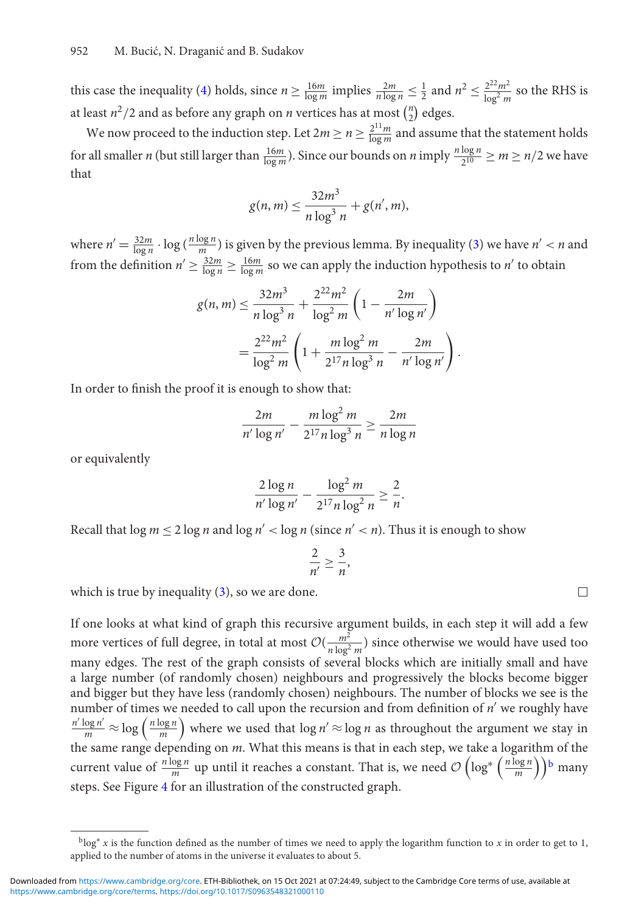this case the inequality (4) holds, since $n \geq \frac{16m}{\log m}$ implies $\frac{2m}{n \log n} \leq \frac{1}{2}$ and $n^2 \leq \frac{2^{22}m^2}{\log^2 m}$ so the RHS is at least $n^2/2$ and as before any graph on $n$ vertices has at most $\binom{n}{2}$ edges.

We now proceed to the induction step. Let $2m \geq n \geq \frac{2^{11}m}{\log m}$ and assume that the statement holds for all smaller $n$ (but still larger than $\frac{16m}{\log m}$). Since our bounds on $n$ imply $\frac{n \log n}{2^{10}} \geq m \geq n/2$ we have that

$$g(n, m) \leq \frac{32m^3}{n \log^3 n} + g(n', m),$$

where $n' = \frac{32m}{\log n} \cdot \log\left(\frac{n \log n}{m}\right)$ is given by the previous lemma. By inequality (3) we have $n' < n$ and from the definition $n' \geq \frac{32m}{\log n} \geq \frac{16m}{\log m}$ so we can apply the induction hypothesis to $n'$ to obtain

$$\begin{aligned} g(n, m) &\leq \frac{32m^3}{n \log^3 n} + \frac{2^{22}m^2}{\log^2 m}\left(1 - \frac{2m}{n' \log n'}\right) \\ &= \frac{2^{22}m^2}{\log^2 m}\left(1 + \frac{m \log^2 m}{2^{17} n \log^3 n} - \frac{2m}{n' \log n'}\right). \end{aligned}$$

In order to finish the proof it is enough to show that:

$$\frac{2m}{n' \log n'} - \frac{m \log^2 m}{2^{17} n \log^3 n} \geq \frac{2m}{n \log n}$$

or equivalently

$$\frac{2 \log n}{n' \log n'} - \frac{\log^2 m}{2^{17} n \log^2 n} \geq \frac{2}{n}.$$

Recall that $\log m \leq 2 \log n$ and $\log n' < \log n$ (since $n' < n$). Thus it is enough to show

$$\frac{2}{n'} \geq \frac{3}{n},$$

which is true by inequality (3), so we are done. □

If one looks at what kind of graph this recursive argument builds, in each step it will add a few more vertices of full degree, in total at most $\mathcal{O}(\frac{m^2}{n \log^2 m})$ since otherwise we would have used too many edges. The rest of the graph consists of several blocks which are initially small and have a large number (of randomly chosen) neighbours and progressively the blocks become bigger and bigger but they have less (randomly chosen) neighbours. The number of blocks we see is the number of times we needed to call upon the recursion and from definition of $n'$ we roughly have $\frac{n' \log n'}{m} \approx \log\left(\frac{n \log n}{m}\right)$ where we used that $\log n' \approx \log n$ as throughout the argument we stay in the same range depending on $m$. What this means is that in each step, we take a logarithm of the current value of $\frac{n \log n}{m}$ up until it reaches a constant. That is, we need $\mathcal{O}\left(\log^*\left(\frac{n \log n}{m}\right)\right)$[b] many steps. See Figure 4 for an illustration of the constructed graph.

[b] $\log^* x$ is the function defined as the number of times we need to apply the logarithm function to $x$ in order to get to 1, applied to the number of atoms in the universe it evaluates to about 5.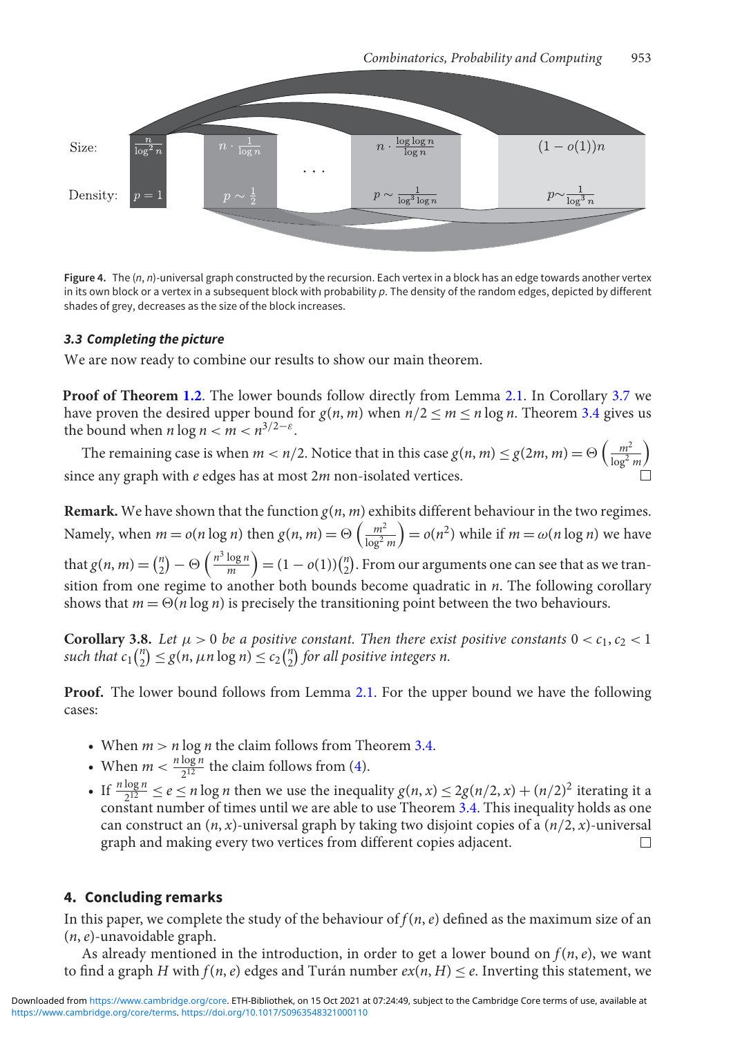Size: $\frac{n}{\log^2 n}$ $n \cdot \frac{1}{\log n}$ $\cdots$ $n \cdot \frac{\log \log n}{\log n}$ $(1 - o(1))n$

Density: $p = 1$ $p \sim \frac{1}{2}$ $p \sim \frac{1}{\log^3 \log n}$ $p \sim \frac{1}{\log^3 n}$

**Figure 4.** The $(n, n)$-universal graph constructed by the recursion. Each vertex in a block has an edge towards another vertex in its own block or a vertex in a subsequent block with probability $p$. The density of the random edges, depicted by different shades of grey, decreases as the size of the block increases.

### *3.3 Completing the picture*

We are now ready to combine our results to show our main theorem.

**Proof of Theorem 1.2.** The lower bounds follow directly from Lemma 2.1. In Corollary 3.7 we have proven the desired upper bound for $g(n, m)$ when $n/2 \leq m \leq n \log n$. Theorem 3.4 gives us the bound when $n \log n < m < n^{3/2-\varepsilon}$.

The remaining case is when $m < n/2$. Notice that in this case $g(n, m) \leq g(2m, m) = \Theta\left(\frac{m^2}{\log^2 m}\right)$ since any graph with $e$ edges has at most $2m$ non-isolated vertices. □

**Remark.** We have shown that the function $g(n, m)$ exhibits different behaviour in the two regimes. Namely, when $m = o(n \log n)$ then $g(n, m) = \Theta\left(\frac{m^2}{\log^2 m}\right) = o(n^2)$ while if $m = \omega(n \log n)$ we have that $g(n, m) = \binom{n}{2} - \Theta\left(\frac{n^3 \log n}{m}\right) = (1 - o(1))\binom{n}{2}$. From our arguments one can see that as we transition from one regime to another both bounds become quadratic in $n$. The following corollary shows that $m = \Theta(n \log n)$ is precisely the transitioning point between the two behaviours.

**Corollary 3.8.** *Let $\mu > 0$ be a positive constant. Then there exist positive constants $0 < c_1, c_2 < 1$ such that $c_1\binom{n}{2} \leq g(n, \mu n \log n) \leq c_2\binom{n}{2}$ for all positive integers $n$.*

**Proof.** The lower bound follows from Lemma 2.1. For the upper bound we have the following cases:

- When $m > n \log n$ the claim follows from Theorem 3.4.
- When $m < \frac{n \log n}{2^{12}}$ the claim follows from (4).
- If $\frac{n \log n}{2^{12}} \leq e \leq n \log n$ then we use the inequality $g(n, x) \leq 2g(n/2, x) + (n/2)^2$ iterating it a constant number of times until we are able to use Theorem 3.4. This inequality holds as one can construct an $(n, x)$-universal graph by taking two disjoint copies of a $(n/2, x)$-universal graph and making every two vertices from different copies adjacent. □

## 4. Concluding remarks

In this paper, we complete the study of the behaviour of $f(n, e)$ defined as the maximum size of an $(n, e)$-unavoidable graph.

As already mentioned in the introduction, in order to get a lower bound on $f(n, e)$, we want to find a graph $H$ with $f(n, e)$ edges and Turán number $ex(n, H) \leq e$. Inverting this statement, we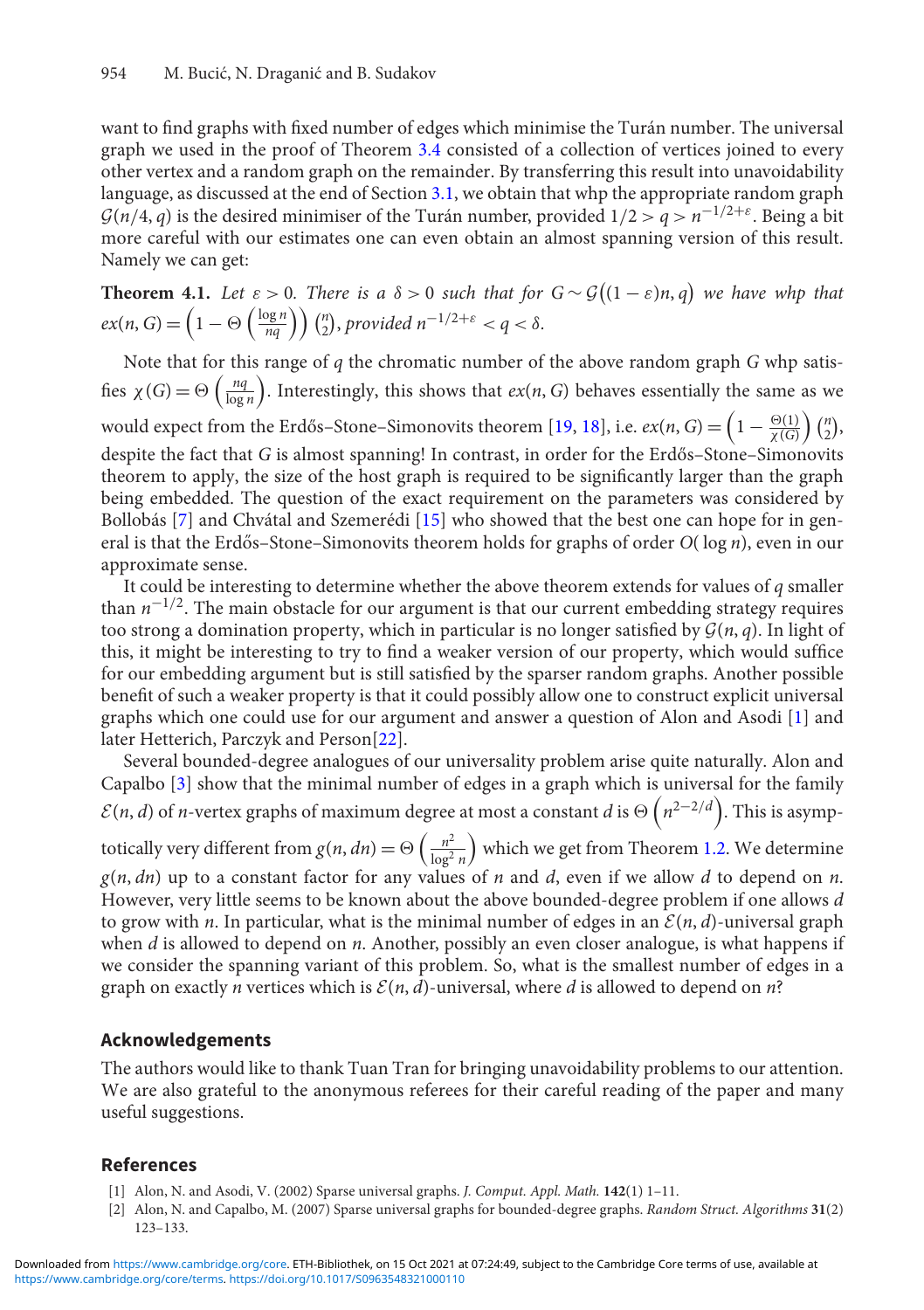want to find graphs with fixed number of edges which minimise the Turán number. The universal graph we used in the proof of Theorem 3.4 consisted of a collection of vertices joined to every other vertex and a random graph on the remainder. By transferring this result into unavoidability language, as discussed at the end of Section 3.1, we obtain that whp the appropriate random graph $\mathcal{G}(n/4, q)$ is the desired minimiser of the Turán number, provided $1/2 > q > n^{-1/2+\varepsilon}$. Being a bit more careful with our estimates one can even obtain an almost spanning version of this result. Namely we can get:

**Theorem 4.1.** *Let $\varepsilon > 0$. There is a $\delta > 0$ such that for $G \sim \mathcal{G}\big((1-\varepsilon)n, q\big)$ we have whp that $ex(n, G) = \left(1 - \Theta\left(\frac{\log n}{nq}\right)\right)\binom{n}{2}$, provided $n^{-1/2+\varepsilon} < q < \delta$.*

Note that for this range of $q$ the chromatic number of the above random graph $G$ whp satisfies $\chi(G) = \Theta\left(\frac{nq}{\log n}\right)$. Interestingly, this shows that $ex(n, G)$ behaves essentially the same as we would expect from the Erdős–Stone–Simonovits theorem [19, 18], i.e. $ex(n, G) = \left(1 - \frac{\Theta(1)}{\chi(G)}\right)\binom{n}{2}$, despite the fact that $G$ is almost spanning! In contrast, in order for the Erdős–Stone–Simonovits theorem to apply, the size of the host graph is required to be significantly larger than the graph being embedded. The question of the exact requirement on the parameters was considered by Bollobás [7] and Chvátal and Szemerédi [15] who showed that the best one can hope for in general is that the Erdős–Stone–Simonovits theorem holds for graphs of order $O(\log n)$, even in our approximate sense.

It could be interesting to determine whether the above theorem extends for values of $q$ smaller than $n^{-1/2}$. The main obstacle for our argument is that our current embedding strategy requires too strong a domination property, which in particular is no longer satisfied by $\mathcal{G}(n, q)$. In light of this, it might be interesting to try to find a weaker version of our property, which would suffice for our embedding argument but is still satisfied by the sparser random graphs. Another possible benefit of such a weaker property is that it could possibly allow one to construct explicit universal graphs which one could use for our argument and answer a question of Alon and Asodi [1] and later Hetterich, Parczyk and Person[22].

Several bounded-degree analogues of our universality problem arise quite naturally. Alon and Capalbo [3] show that the minimal number of edges in a graph which is universal for the family $\mathcal{E}(n, d)$ of $n$-vertex graphs of maximum degree at most a constant $d$ is $\Theta\left(n^{2-2/d}\right)$. This is asymptotically very different from $g(n, dn) = \Theta\left(\frac{n^2}{\log^2 n}\right)$ which we get from Theorem 1.2. We determine $g(n, dn)$ up to a constant factor for any values of $n$ and $d$, even if we allow $d$ to depend on $n$. However, very little seems to be known about the above bounded-degree problem if one allows $d$ to grow with $n$. In particular, what is the minimal number of edges in an $\mathcal{E}(n, d)$-universal graph when $d$ is allowed to depend on $n$. Another, possibly an even closer analogue, is what happens if we consider the spanning variant of this problem. So, what is the smallest number of edges in a graph on exactly $n$ vertices which is $\mathcal{E}(n, d)$-universal, where $d$ is allowed to depend on $n$?

## Acknowledgements

The authors would like to thank Tuan Tran for bringing unavoidability problems to our attention. We are also grateful to the anonymous referees for their careful reading of the paper and many useful suggestions.

## References

[1] Alon, N. and Asodi, V. (2002) Sparse universal graphs. *J. Comput. Appl. Math.* **142**(1) 1–11.

[2] Alon, N. and Capalbo, M. (2007) Sparse universal graphs for bounded-degree graphs. *Random Struct. Algorithms* **31**(2) 123–133.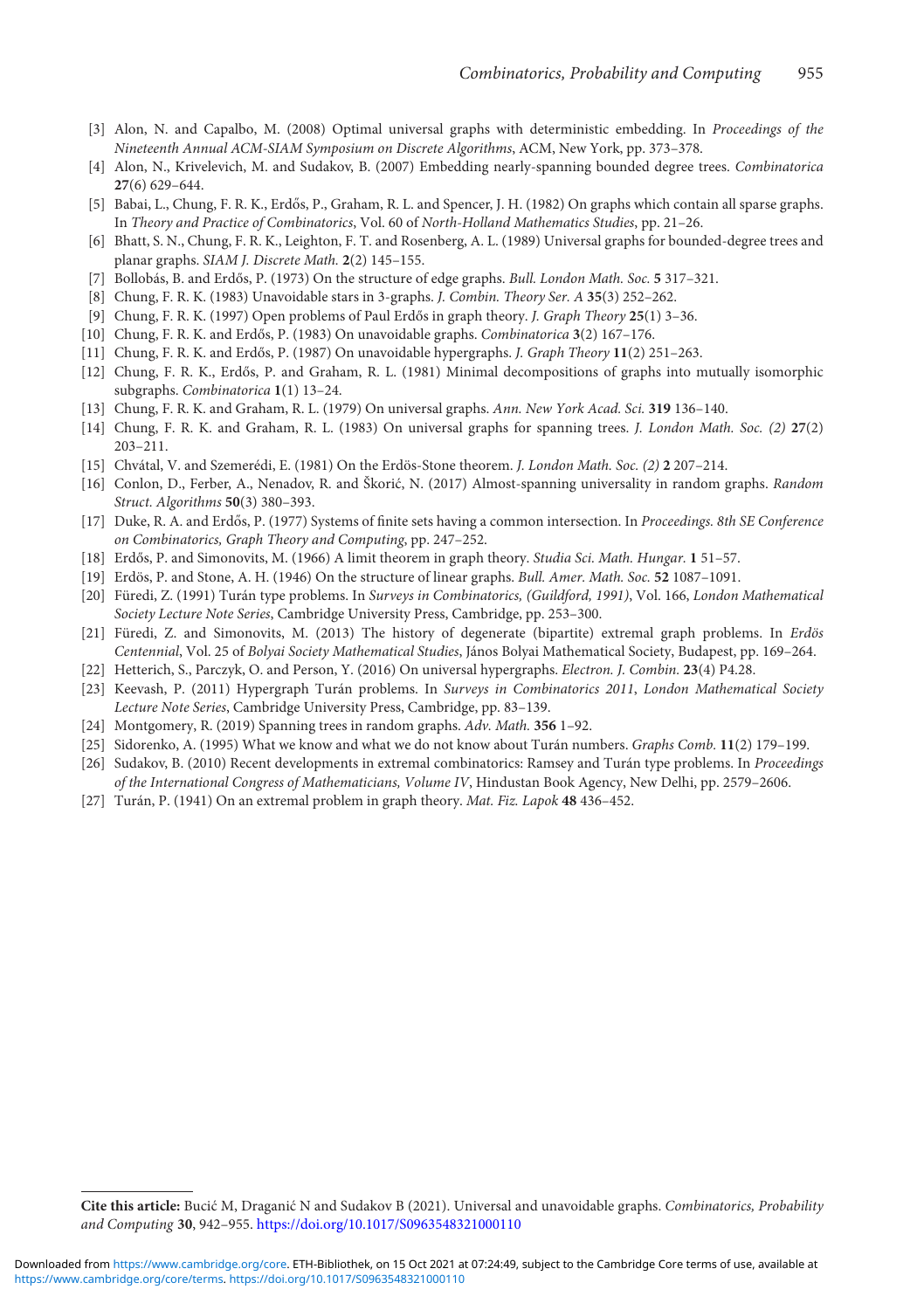[3] Alon, N. and Capalbo, M. (2008) Optimal universal graphs with deterministic embedding. In *Proceedings of the Nineteenth Annual ACM-SIAM Symposium on Discrete Algorithms*, ACM, New York, pp. 373–378.

[4] Alon, N., Krivelevich, M. and Sudakov, B. (2007) Embedding nearly-spanning bounded degree trees. *Combinatorica* **27**(6) 629–644.

[5] Babai, L., Chung, F. R. K., Erdős, P., Graham, R. L. and Spencer, J. H. (1982) On graphs which contain all sparse graphs. In *Theory and Practice of Combinatorics*, Vol. 60 of *North-Holland Mathematics Studies*, pp. 21–26.

[6] Bhatt, S. N., Chung, F. R. K., Leighton, F. T. and Rosenberg, A. L. (1989) Universal graphs for bounded-degree trees and planar graphs. *SIAM J. Discrete Math.* **2**(2) 145–155.

[7] Bollobás, B. and Erdős, P. (1973) On the structure of edge graphs. *Bull. London Math. Soc.* **5** 317–321.

[8] Chung, F. R. K. (1983) Unavoidable stars in 3-graphs. *J. Combin. Theory Ser. A* **35**(3) 252–262.

[9] Chung, F. R. K. (1997) Open problems of Paul Erdős in graph theory. *J. Graph Theory* **25**(1) 3–36.

[10] Chung, F. R. K. and Erdős, P. (1983) On unavoidable graphs. *Combinatorica* **3**(2) 167–176.

[11] Chung, F. R. K. and Erdős, P. (1987) On unavoidable hypergraphs. *J. Graph Theory* **11**(2) 251–263.

[12] Chung, F. R. K., Erdős, P. and Graham, R. L. (1981) Minimal decompositions of graphs into mutually isomorphic subgraphs. *Combinatorica* **1**(1) 13–24.

[13] Chung, F. R. K. and Graham, R. L. (1979) On universal graphs. *Ann. New York Acad. Sci.* **319** 136–140.

[14] Chung, F. R. K. and Graham, R. L. (1983) On universal graphs for spanning trees. *J. London Math. Soc. (2)* **27**(2) 203–211.

[15] Chvátal, V. and Szemerédi, E. (1981) On the Erdös-Stone theorem. *J. London Math. Soc. (2)* **2** 207–214.

[16] Conlon, D., Ferber, A., Nenadov, R. and Škorić, N. (2017) Almost-spanning universality in random graphs. *Random Struct. Algorithms* **50**(3) 380–393.

[17] Duke, R. A. and Erdős, P. (1977) Systems of finite sets having a common intersection. In *Proceedings. 8th SE Conference on Combinatorics, Graph Theory and Computing*, pp. 247–252.

[18] Erdős, P. and Simonovits, M. (1966) A limit theorem in graph theory. *Studia Sci. Math. Hungar.* **1** 51–57.

[19] Erdös, P. and Stone, A. H. (1946) On the structure of linear graphs. *Bull. Amer. Math. Soc.* **52** 1087–1091.

[20] Füredi, Z. (1991) Turán type problems. In *Surveys in Combinatorics, (Guildford, 1991)*, Vol. 166, *London Mathematical Society Lecture Note Series*, Cambridge University Press, Cambridge, pp. 253–300.

[21] Füredi, Z. and Simonovits, M. (2013) The history of degenerate (bipartite) extremal graph problems. In *Erdös Centennial*, Vol. 25 of *Bolyai Society Mathematical Studies*, János Bolyai Mathematical Society, Budapest, pp. 169–264.

[22] Hetterich, S., Parczyk, O. and Person, Y. (2016) On universal hypergraphs. *Electron. J. Combin.* **23**(4) P4.28.

[23] Keevash, P. (2011) Hypergraph Turán problems. In *Surveys in Combinatorics 2011*, *London Mathematical Society Lecture Note Series*, Cambridge University Press, Cambridge, pp. 83–139.

[24] Montgomery, R. (2019) Spanning trees in random graphs. *Adv. Math.* **356** 1–92.

[25] Sidorenko, A. (1995) What we know and what we do not know about Turán numbers. *Graphs Comb.* **11**(2) 179–199.

[26] Sudakov, B. (2010) Recent developments in extremal combinatorics: Ramsey and Turán type problems. In *Proceedings of the International Congress of Mathematicians, Volume IV*, Hindustan Book Agency, New Delhi, pp. 2579–2606.

[27] Turán, P. (1941) On an extremal problem in graph theory. *Mat. Fiz. Lapok* **48** 436–452.

---

**Cite this article:** Bucić M, Draganić N and Sudakov B (2021). Universal and unavoidable graphs. *Combinatorics, Probability and Computing* **30**, 942–955. https://doi.org/10.1017/S0963548321000110